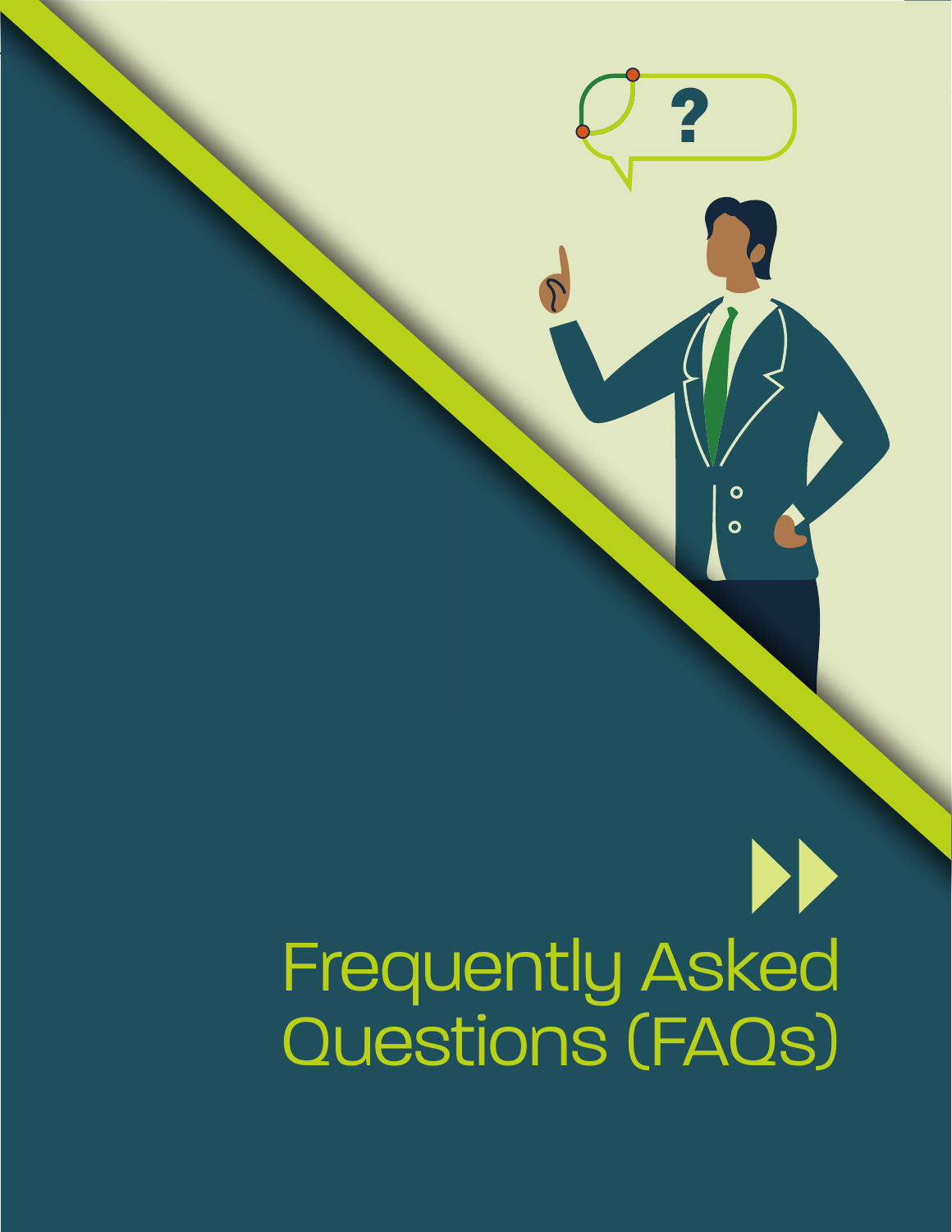# Frequently Asked Questions (FAQs)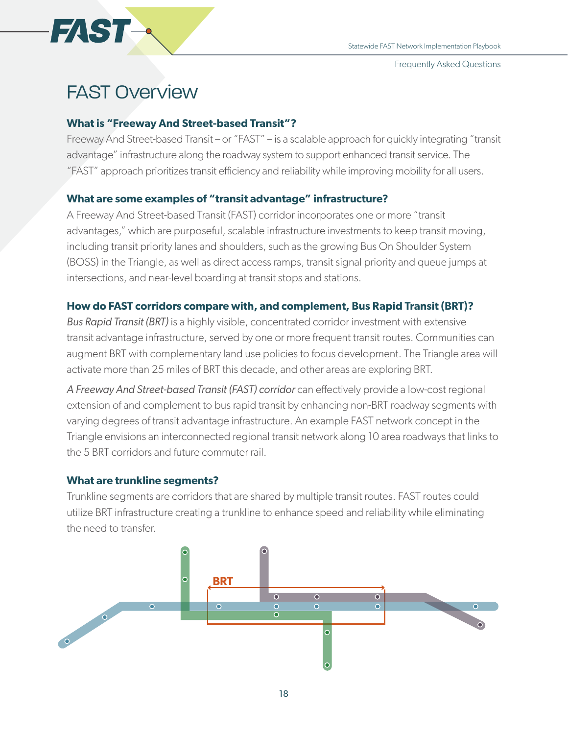# FAST Overview

### What is "Freeway And Street-based Transit"?

Freeway And Street-based Transit – or "FAST" – is a scalable approach for quickly integrating "transit advantage" infrastructure along the roadway system to support enhanced transit service. The "FAST" approach prioritizes transit efficiency and reliability while improving mobility for all users.

### What are some examples of "transit advantage" infrastructure?

A Freeway And Street-based Transit (FAST) corridor incorporates one or more "transit advantages," which are purposeful, scalable infrastructure investments to keep transit moving, including transit priority lanes and shoulders, such as the growing Bus On Shoulder System (BOSS) in the Triangle, as well as direct access ramps, transit signal priority and queue jumps at intersections, and near-level boarding at transit stops and stations.

### How do FAST corridors compare with, and complement, Bus Rapid Transit (BRT)?

*Bus Rapid Transit (BRT)* is a highly visible, concentrated corridor investment with extensive transit advantage infrastructure, served by one or more frequent transit routes. Communities can augment BRT with complementary land use policies to focus development. The Triangle area will activate more than 25 miles of BRT this decade, and other areas are exploring BRT.

*A Freeway And Street-based Transit (FAST) corridor* can effectively provide a low-cost regional extension of and complement to bus rapid transit by enhancing non-BRT roadway segments with varying degrees of transit advantage infrastructure. An example FAST network concept in the Triangle envisions an interconnected regional transit network along 10 area roadways that links to the 5 BRT corridors and future commuter rail.

### What are trunkline segments?

Trunkline segments are corridors that are shared by multiple transit routes. FAST routes could utilize BRT infrastructure creating a trunkline to enhance speed and reliability while eliminating the need to transfer.

BRT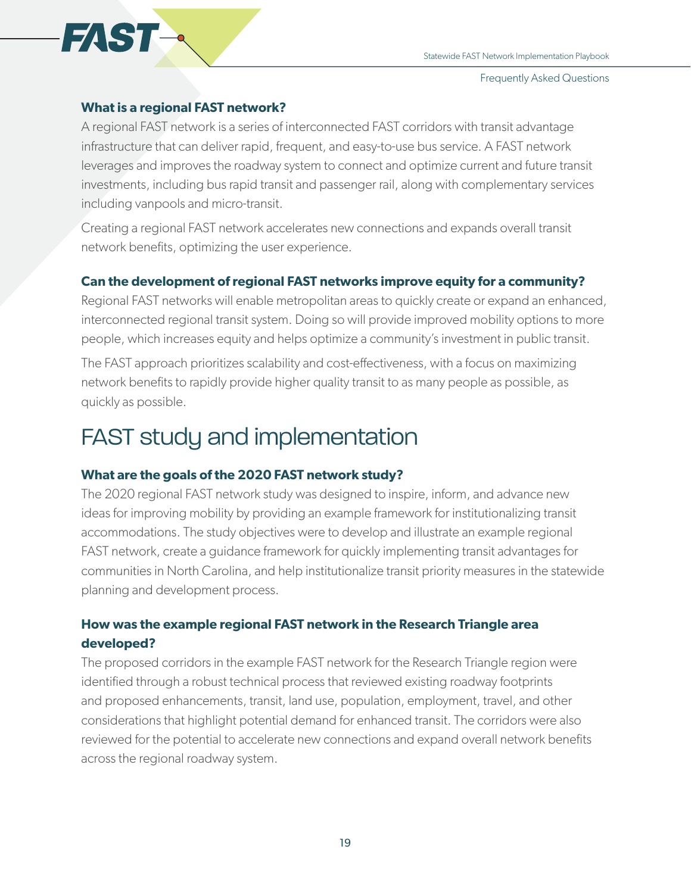### What is a regional FAST network?

A regional FAST network is a series of interconnected FAST corridors with transit advantage infrastructure that can deliver rapid, frequent, and easy-to-use bus service. A FAST network leverages and improves the roadway system to connect and optimize current and future transit investments, including bus rapid transit and passenger rail, along with complementary services including vanpools and micro-transit.

Creating a regional FAST network accelerates new connections and expands overall transit network benefits, optimizing the user experience.

### Can the development of regional FAST networks improve equity for a community?

Regional FAST networks will enable metropolitan areas to quickly create or expand an enhanced, interconnected regional transit system. Doing so will provide improved mobility options to more people, which increases equity and helps optimize a community's investment in public transit.

The FAST approach prioritizes scalability and cost-effectiveness, with a focus on maximizing network benefits to rapidly provide higher quality transit to as many people as possible, as quickly as possible.

## FAST study and implementation

### What are the goals of the 2020 FAST network study?

The 2020 regional FAST network study was designed to inspire, inform, and advance new ideas for improving mobility by providing an example framework for institutionalizing transit accommodations. The study objectives were to develop and illustrate an example regional FAST network, create a guidance framework for quickly implementing transit advantages for communities in North Carolina, and help institutionalize transit priority measures in the statewide planning and development process.

### How was the example regional FAST network in the Research Triangle area developed?

The proposed corridors in the example FAST network for the Research Triangle region were identified through a robust technical process that reviewed existing roadway footprints and proposed enhancements, transit, land use, population, employment, travel, and other considerations that highlight potential demand for enhanced transit. The corridors were also reviewed for the potential to accelerate new connections and expand overall network benefits across the regional roadway system.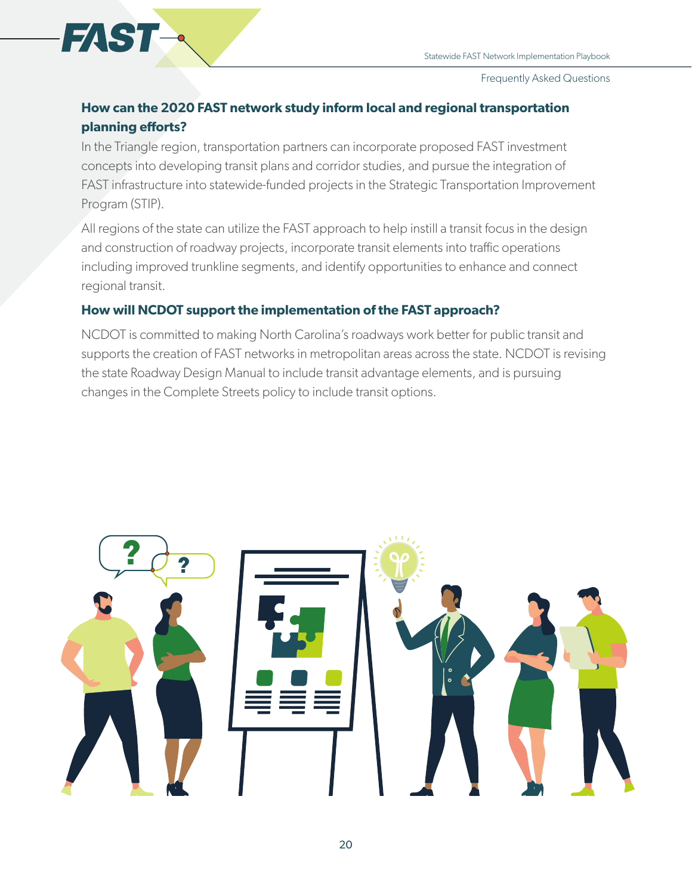### How can the 2020 FAST network study inform local and regional transportation planning efforts?

In the Triangle region, transportation partners can incorporate proposed FAST investment concepts into developing transit plans and corridor studies, and pursue the integration of FAST infrastructure into statewide-funded projects in the Strategic Transportation Improvement Program (STIP).

All regions of the state can utilize the FAST approach to help instill a transit focus in the design and construction of roadway projects, incorporate transit elements into traffic operations including improved trunkline segments, and identify opportunities to enhance and connect regional transit.

### How will NCDOT support the implementation of the FAST approach?

NCDOT is committed to making North Carolina's roadways work better for public transit and supports the creation of FAST networks in metropolitan areas across the state. NCDOT is revising the state Roadway Design Manual to include transit advantage elements, and is pursuing changes in the Complete Streets policy to include transit options.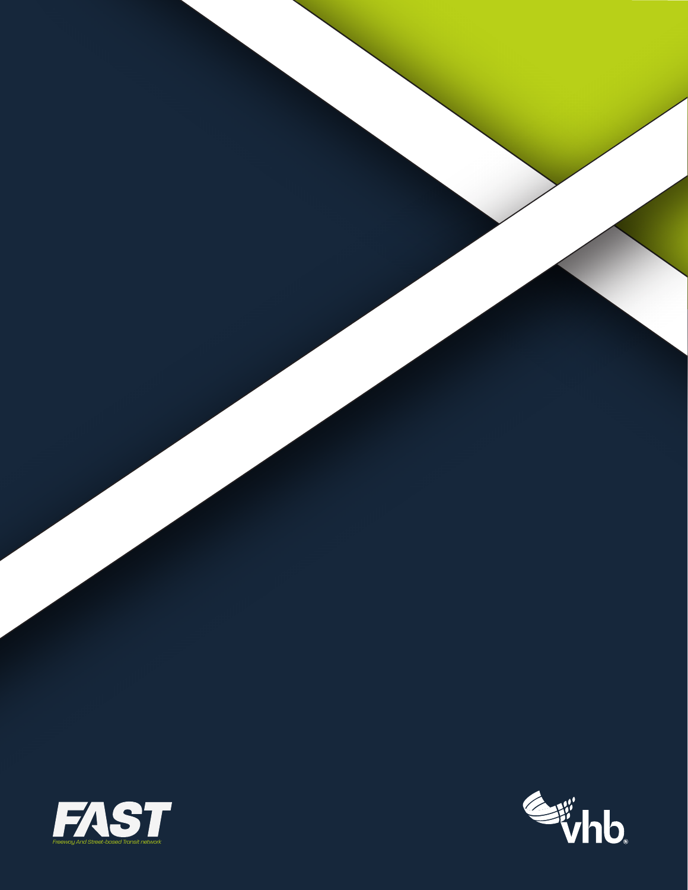FAST

Freeway And Street-based Transit network

vhb